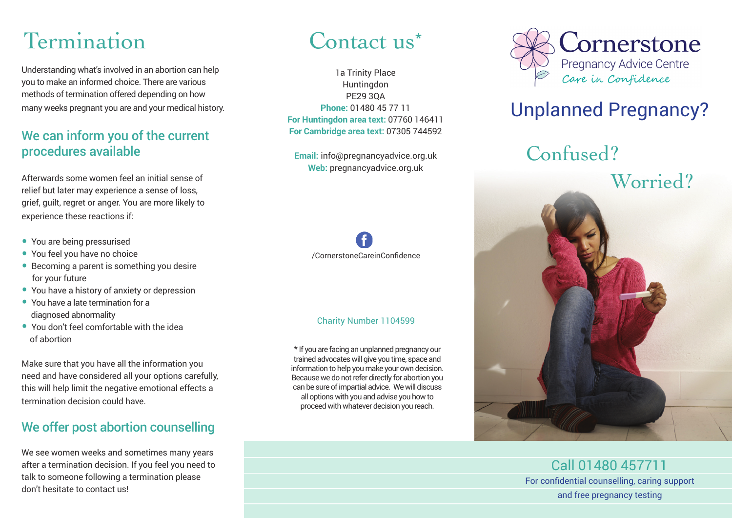# Termination

Understanding what's involved in an abortion can help you to make an informed choice. There are various methods of termination offered depending on how many weeks pregnant you are and your medical history.

## We can inform you of the current procedures available

Afterwards some women feel an initial sense of relief but later may experience a sense of loss, grief, guilt, regret or anger. You are more likely to experience these reactions if:

- You are being pressurised
- You feel you have no choice
- Becoming a parent is something you desire for your future
- You have a history of anxiety or depression
- You have a late termination for a diagnosed abnormality
- You don't feel comfortable with the idea of abortion

Make sure that you have all the information you need and have considered all your options carefully, this will help limit the negative emotional effects a termination decision could have.

## We offer post abortion counselling

We see women weeks and sometimes many years after a termination decision. If you feel you need to talk to someone following a termination please don't hesitate to contact us!

# Contact us*

1a Trinity Place
Huntingdon
PE29 3QA
**Phone:** 01480 45 77 11
**For Huntingdon area text:** 07760 146411
**For Cambridge area text:** 07305 744592

**Email:** info@pregnancyadvice.org.uk
**Web:** pregnancyadvice.org.uk

/CornerstoneCareinConfidence

Charity Number 1104599

\* If you are facing an unplanned pregnancy our trained advocates will give you time, space and information to help you make your own decision. Because we do not refer directly for abortion you can be sure of impartial advice. We will discuss all options with you and advise you how to proceed with whatever decision you reach.

# Cornerstone

Pregnancy Advice Centre

*Care in Confidence*

## Unplanned Pregnancy?

Confused?

Worried?

Call 01480 457711

For confidential counselling, caring support and free pregnancy testing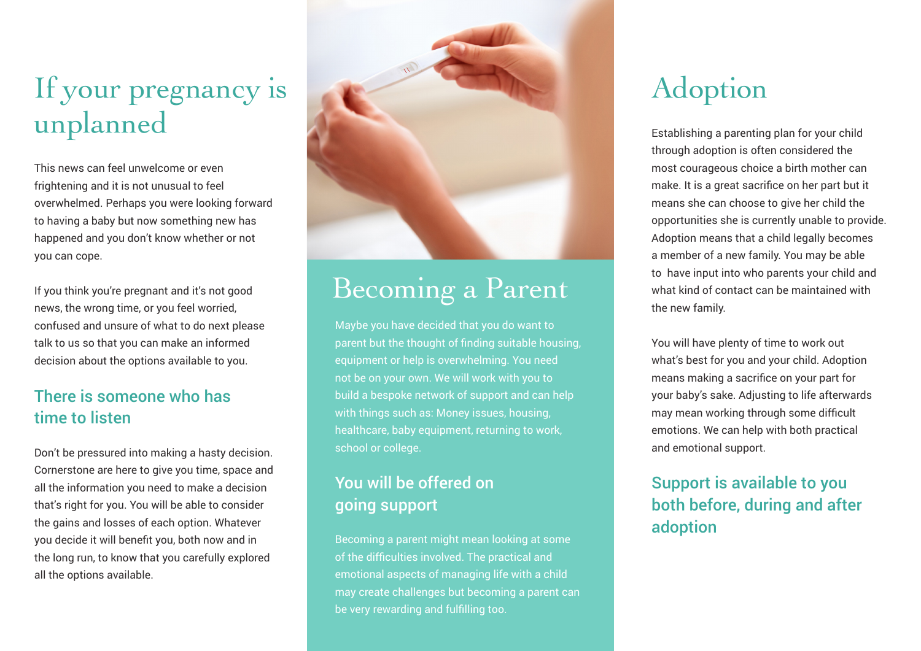# If your pregnancy is unplanned

This news can feel unwelcome or even frightening and it is not unusual to feel overwhelmed. Perhaps you were looking forward to having a baby but now something new has happened and you don't know whether or not you can cope.

If you think you're pregnant and it's not good news, the wrong time, or you feel worried, confused and unsure of what to do next please talk to us so that you can make an informed decision about the options available to you.

## There is someone who has time to listen

Don't be pressured into making a hasty decision. Cornerstone are here to give you time, space and all the information you need to make a decision that's right for you. You will be able to consider the gains and losses of each option. Whatever you decide it will benefit you, both now and in the long run, to know that you carefully explored all the options available.

# Becoming a Parent

Maybe you have decided that you do want to parent but the thought of finding suitable housing, equipment or help is overwhelming. You need not be on your own. We will work with you to build a bespoke network of support and can help with things such as: Money issues, housing, healthcare, baby equipment, returning to work, school or college.

## You will be offered on going support

Becoming a parent might mean looking at some of the difficulties involved. The practical and emotional aspects of managing life with a child may create challenges but becoming a parent can be very rewarding and fulfilling too.

# Adoption

Establishing a parenting plan for your child through adoption is often considered the most courageous choice a birth mother can make. It is a great sacrifice on her part but it means she can choose to give her child the opportunities she is currently unable to provide. Adoption means that a child legally becomes a member of a new family. You may be able to have input into who parents your child and what kind of contact can be maintained with the new family.

You will have plenty of time to work out what's best for you and your child. Adoption means making a sacrifice on your part for your baby's sake. Adjusting to life afterwards may mean working through some difficult emotions. We can help with both practical and emotional support.

## Support is available to you both before, during and after adoption